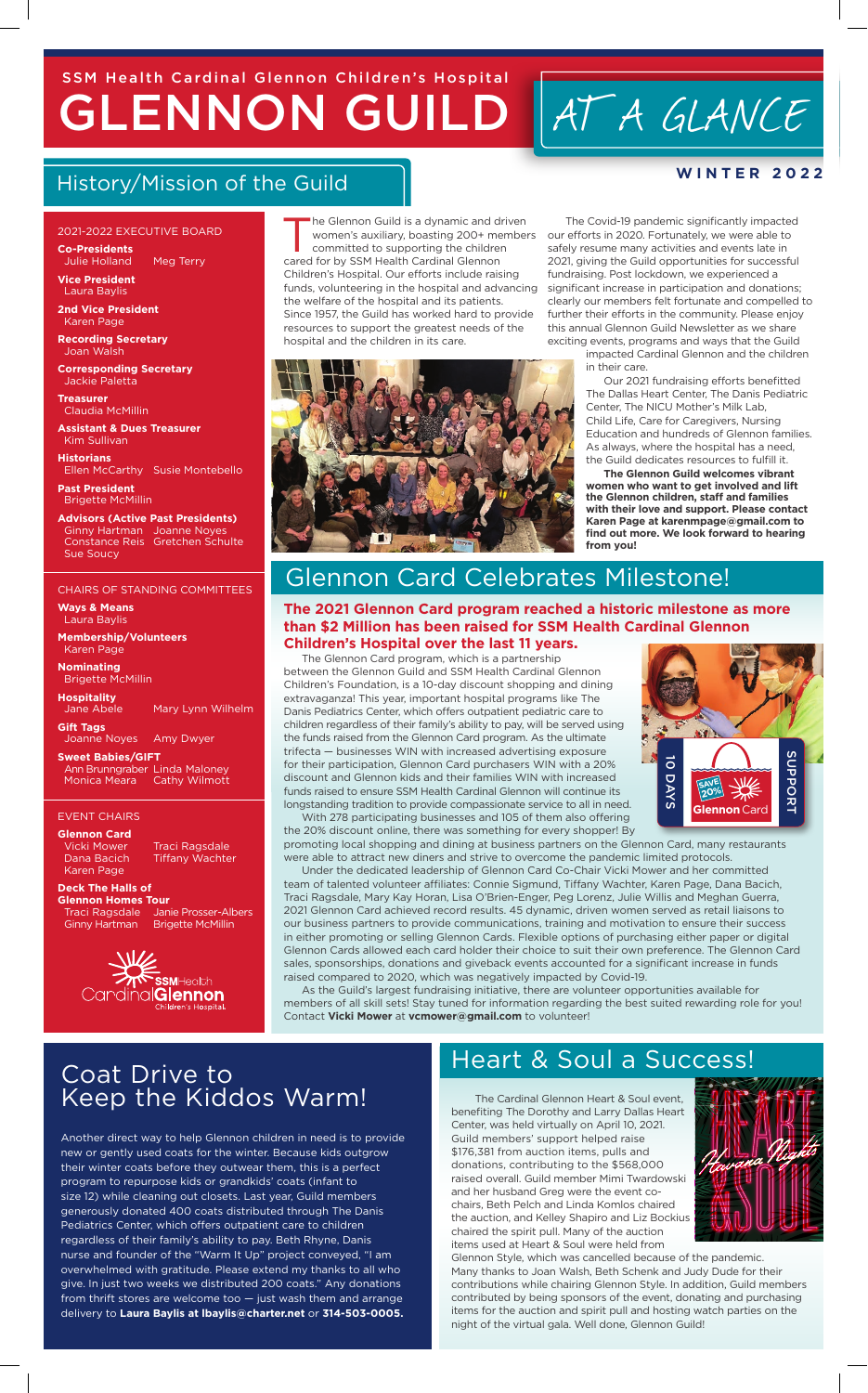SSM Health Cardinal Glennon Children's Hospital

# GLENNON GUILD AT A GLANCE

**WINTER 2022**

## History/Mission of the Guild

2021-2022 EXECUTIVE BOARD

**Co-Presidents**
Julie Holland, Meg Terry

**Vice President**
Laura Baylis

**2nd Vice President**
Karen Page

**Recording Secretary**
Joan Walsh

**Corresponding Secretary**
Jackie Paletta

**Treasurer**
Claudia McMillin

**Assistant & Dues Treasurer**
Kim Sullivan

**Historians**
Ellen McCarthy, Susie Montebello

**Past President**
Brigette McMillin

**Advisors (Active Past Presidents)**
Ginny Hartman, Joanne Noyes, Constance Reis, Gretchen Schulte, Sue Soucy

CHAIRS OF STANDING COMMITTEES

**Ways & Means**
Laura Baylis

**Membership/Volunteers**
Karen Page

**Nominating**
Brigette McMillin

**Hospitality**
Jane Abele, Mary Lynn Wilhelm

**Gift Tags**
Joanne Noyes, Amy Dwyer

**Sweet Babies/GIFT**
Ann Brunngraber, Linda Maloney, Monica Meara, Cathy Wilmott

EVENT CHAIRS

**Glennon Card**
Vicki Mower, Traci Ragsdale, Dana Bacich, Tiffany Wachter, Karen Page

**Deck The Halls of Glennon Homes Tour**
Traci Ragsdale, Janie Prosser-Albers, Ginny Hartman, Brigette McMillin

SSMHealth Cardinal Glennon Children's Hospital

The Glennon Guild is a dynamic and driven women's auxiliary, boasting 200+ members committed to supporting the children cared for by SSM Health Cardinal Glennon Children's Hospital. Our efforts include raising funds, volunteering in the hospital and advancing the welfare of the hospital and its patients. Since 1957, the Guild has worked hard to provide resources to support the greatest needs of the hospital and the children in its care.

The Covid-19 pandemic significantly impacted our efforts in 2020. Fortunately, we were able to safely resume many activities and events late in 2021, giving the Guild opportunities for successful fundraising. Post lockdown, we experienced a significant increase in participation and donations; clearly our members felt fortunate and compelled to further their efforts in the community. Please enjoy this annual Glennon Guild Newsletter as we share exciting events, programs and ways that the Guild impacted Cardinal Glennon and the children in their care.

Our 2021 fundraising efforts benefitted The Dallas Heart Center, The Danis Pediatric Center, The NICU Mother's Milk Lab, Child Life, Care for Caregivers, Nursing Education and hundreds of Glennon families. As always, where the hospital has a need, the Guild dedicates resources to fulfill it.

**The Glennon Guild welcomes vibrant women who want to get involved and lift the Glennon children, staff and families with their love and support. Please contact Karen Page at karenmpage@gmail.com to find out more. We look forward to hearing from you!**

## Glennon Card Celebrates Milestone!

**The 2021 Glennon Card program reached a historic milestone as more than $2 Million has been raised for SSM Health Cardinal Glennon Children's Hospital over the last 11 years.**

The Glennon Card program, which is a partnership between the Glennon Guild and SSM Health Cardinal Glennon Children's Foundation, is a 10-day discount shopping and dining extravaganza! This year, important hospital programs like The Danis Pediatrics Center, which offers outpatient pediatric care to children regardless of their family's ability to pay, will be served using the funds raised from the Glennon Card program. As the ultimate trifecta — businesses WIN with increased advertising exposure for their participation, Glennon Card purchasers WIN with a 20% discount and Glennon kids and their families WIN with increased funds raised to ensure SSM Health Cardinal Glennon will continue its longstanding tradition to provide compassionate service to all in need.

10 DAYS · SAVE 20% · Glennon Card · SUPPORT

With 278 participating businesses and 105 of them also offering the 20% discount online, there was something for every shopper! By promoting local shopping and dining at business partners on the Glennon Card, many restaurants were able to attract new diners and strive to overcome the pandemic limited protocols.

Under the dedicated leadership of Glennon Card Co-Chair Vicki Mower and her committed team of talented volunteer affiliates: Connie Sigmund, Tiffany Wachter, Karen Page, Dana Bacich, Traci Ragsdale, Mary Kay Horan, Lisa O'Brien-Enger, Peg Lorenz, Julie Willis and Meghan Guerra, 2021 Glennon Card achieved record results. 45 dynamic, driven women served as retail liaisons to our business partners to provide communications, training and motivation to ensure their success in either promoting or selling Glennon Cards. Flexible options of purchasing either paper or digital Glennon Cards allowed each card holder their choice to suit their own preference. The Glennon Card sales, sponsorships, donations and giveback events accounted for a significant increase in funds raised compared to 2020, which was negatively impacted by Covid-19.

As the Guild's largest fundraising initiative, there are volunteer opportunities available for members of all skill sets! Stay tuned for information regarding the best suited rewarding role for you! Contact **Vicki Mower** at **vcmower@gmail.com** to volunteer!

## Coat Drive to Keep the Kiddos Warm!

Another direct way to help Glennon children in need is to provide new or gently used coats for the winter. Because kids outgrow their winter coats before they outwear them, this is a perfect program to repurpose kids or grandkids' coats (infant to size 12) while cleaning out closets. Last year, Guild members generously donated 400 coats distributed through The Danis Pediatrics Center, which offers outpatient care to children regardless of their family's ability to pay. Beth Rhyne, Danis nurse and founder of the "Warm It Up" project conveyed, "I am overwhelmed with gratitude. Please extend my thanks to all who give. In just two weeks we distributed 200 coats." Any donations from thrift stores are welcome too — just wash them and arrange delivery to **Laura Baylis at lbaylis@charter.net** or **314-503-0005.**

## Heart & Soul a Success!

HEART & SOUL · Havana Nights

The Cardinal Glennon Heart & Soul event, benefiting The Dorothy and Larry Dallas Heart Center, was held virtually on April 10, 2021. Guild members' support helped raise $176,381 from auction items, pulls and donations, contributing to the $568,000 raised overall. Guild member Mimi Twardowski and her husband Greg were the event co-chairs, Beth Pelch and Linda Komlos chaired the auction, and Kelley Shapiro and Liz Bockius chaired the spirit pull. Many of the auction items used at Heart & Soul were held from Glennon Style, which was cancelled because of the pandemic. Many thanks to Joan Walsh, Beth Schenk and Judy Dude for their contributions while chairing Glennon Style. In addition, Guild members contributed by being sponsors of the event, donating and purchasing items for the auction and spirit pull and hosting watch parties on the night of the virtual gala. Well done, Glennon Guild!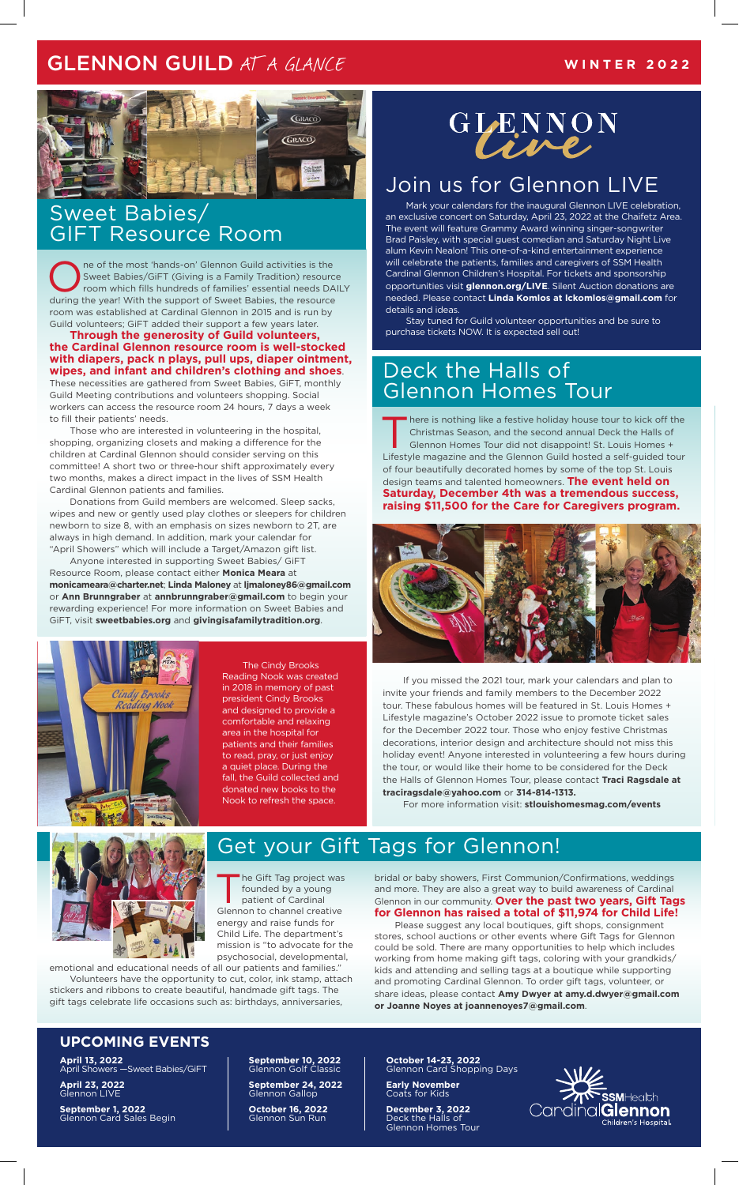# GLENNON GUILD *AT A GLANCE*

**WINTER 2022**

## Sweet Babies/ GIFT Resource Room

One of the most 'hands-on' Glennon Guild activities is the Sweet Babies/GiFT (Giving is a Family Tradition) resource room which fills hundreds of families' essential needs DAILY during the year! With the support of Sweet Babies, the resource room was established at Cardinal Glennon in 2015 and is run by Guild volunteers; GiFT added their support a few years later.

**Through the generosity of Guild volunteers, the Cardinal Glennon resource room is well-stocked with diapers, pack n plays, pull ups, diaper ointment, wipes, and infant and children's clothing and shoes**. These necessities are gathered from Sweet Babies, GiFT, monthly Guild Meeting contributions and volunteers shopping. Social workers can access the resource room 24 hours, 7 days a week to fill their patients' needs.

Those who are interested in volunteering in the hospital, shopping, organizing closets and making a difference for the children at Cardinal Glennon should consider serving on this committee! A short two or three-hour shift approximately every two months, makes a direct impact in the lives of SSM Health Cardinal Glennon patients and families.

Donations from Guild members are welcomed. Sleep sacks, wipes and new or gently used play clothes or sleepers for children newborn to size 8, with an emphasis on sizes newborn to 2T, are always in high demand. In addition, mark your calendar for "April Showers" which will include a Target/Amazon gift list.

Anyone interested in supporting Sweet Babies/ GiFT Resource Room, please contact either **Monica Meara** at **monicameara@charter.net**; **Linda Maloney** at **ljmaloney86@gmail.com** or **Ann Brunngraber** at **annbrunngraber@gmail.com** to begin your rewarding experience! For more information on Sweet Babies and GiFT, visit **sweetbabies.org** and **givingisafamilytradition.org**.

The Cindy Brooks Reading Nook was created in 2018 in memory of past president Cindy Brooks and designed to provide a comfortable and relaxing area in the hospital for patients and their families to read, pray, or just enjoy a quiet place. During the fall, the Guild collected and donated new books to the Nook to refresh the space.

## GLENNON *Live*

## Join us for Glennon LIVE

Mark your calendars for the inaugural Glennon LIVE celebration, an exclusive concert on Saturday, April 23, 2022 at the Chaifetz Area. The event will feature Grammy Award winning singer-songwriter Brad Paisley, with special guest comedian and Saturday Night Live alum Kevin Nealon! This one-of-a-kind entertainment experience will celebrate the patients, families and caregivers of SSM Health Cardinal Glennon Children's Hospital. For tickets and sponsorship opportunities visit **glennon.org/LIVE**. Silent Auction donations are needed. Please contact **Linda Komlos at lckomlos@gmail.com** for details and ideas.

Stay tuned for Guild volunteer opportunities and be sure to purchase tickets NOW. It is expected sell out!

## Deck the Halls of Glennon Homes Tour

There is nothing like a festive holiday house tour to kick off the Christmas Season, and the second annual Deck the Halls of Glennon Homes Tour did not disappoint! St. Louis Homes + Lifestyle magazine and the Glennon Guild hosted a self-guided tour of four beautifully decorated homes by some of the top St. Louis design teams and talented homeowners. **The event held on Saturday, December 4th was a tremendous success, raising $11,500 for the Care for Caregivers program.**

If you missed the 2021 tour, mark your calendars and plan to invite your friends and family members to the December 2022 tour. These fabulous homes will be featured in St. Louis Homes + Lifestyle magazine's October 2022 issue to promote ticket sales for the December 2022 tour. Those who enjoy festive Christmas decorations, interior design and architecture should not miss this holiday event! Anyone interested in volunteering a few hours during the tour, or would like their home to be considered for the Deck the Halls of Glennon Homes Tour, please contact **Traci Ragsdale at traciragsdale@yahoo.com** or **314-814-1313.**

For more information visit: **stlouishomesmag.com/events**

## Get your Gift Tags for Glennon!

The Gift Tag project was founded by a young patient of Cardinal Glennon to channel creative energy and raise funds for Child Life. The department's mission is "to advocate for the psychosocial, developmental, emotional and educational needs of all our patients and families."

Volunteers have the opportunity to cut, color, ink stamp, attach stickers and ribbons to create beautiful, handmade gift tags. The gift tags celebrate life occasions such as: birthdays, anniversaries, bridal or baby showers, First Communion/Confirmations, weddings and more. They are also a great way to build awareness of Cardinal Glennon in our community. **Over the past two years, Gift Tags for Glennon has raised a total of $11,974 for Child Life!**

Please suggest any local boutiques, gift shops, consignment stores, school auctions or other events where Gift Tags for Glennon could be sold. There are many opportunities to help which includes working from home making gift tags, coloring with your grandkids/kids and attending and selling tags at a boutique while supporting and promoting Cardinal Glennon. To order gift tags, volunteer, or share ideas, please contact **Amy Dwyer at amy.d.dwyer@gmail.com or Joanne Noyes at joannenoyes7@gmail.com**.

## UPCOMING EVENTS

**April 13, 2022**
April Showers —Sweet Babies/GiFT

**April 23, 2022**
Glennon LIVE

**September 1, 2022**
Glennon Card Sales Begin

**September 10, 2022**
Glennon Golf Classic

**September 24, 2022**
Glennon Gallop

**October 16, 2022**
Glennon Sun Run

**October 14-23, 2022**
Glennon Card Shopping Days

**Early November**
Coats for Kids

**December 3, 2022**
Deck the Halls of Glennon Homes Tour

SSMHealth Cardinal Glennon Children's Hospital